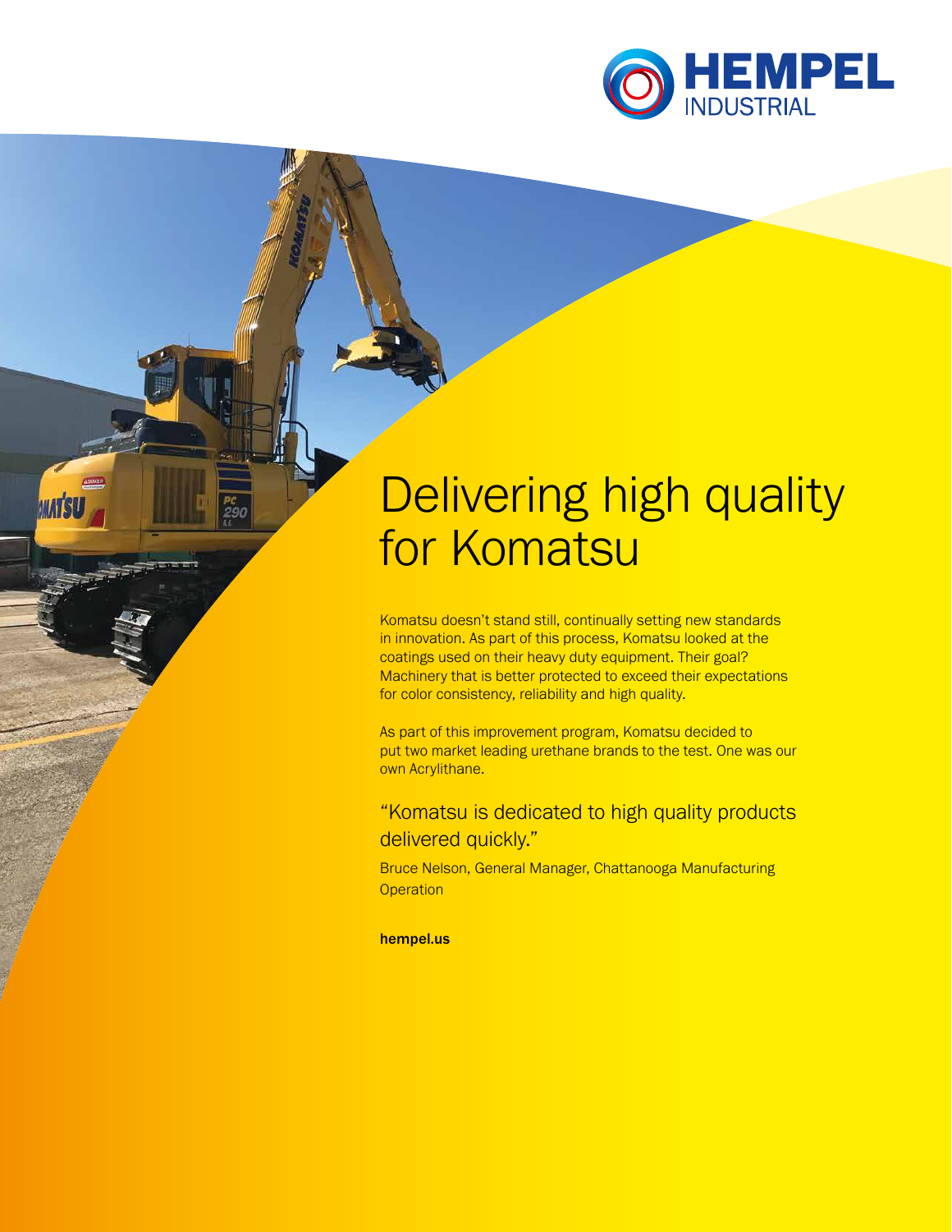HEMPEL INDUSTRIAL

# Delivering high quality for Komatsu

Komatsu doesn't stand still, continually setting new standards in innovation. As part of this process, Komatsu looked at the coatings used on their heavy duty equipment. Their goal? Machinery that is better protected to exceed their expectations for color consistency, reliability and high quality.

As part of this improvement program, Komatsu decided to put two market leading urethane brands to the test. One was our own Acrylithane.

> "Komatsu is dedicated to high quality products delivered quickly."
>
> Bruce Nelson, General Manager, Chattanooga Manufacturing Operation

**hempel.us**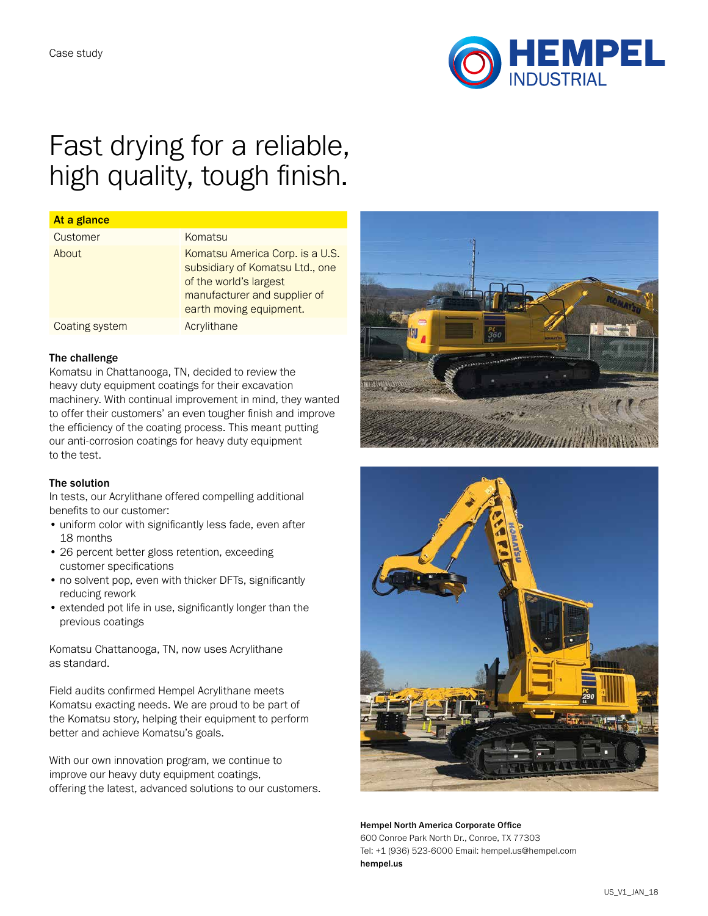Case study

HEMPEL INDUSTRIAL

# Fast drying for a reliable, high quality, tough finish.

| At a glance | |
|---|---|
| Customer | Komatsu |
| About | Komatsu America Corp. is a U.S. subsidiary of Komatsu Ltd., one of the world's largest manufacturer and supplier of earth moving equipment. |
| Coating system | Acrylithane |

**The challenge**

Komatsu in Chattanooga, TN, decided to review the heavy duty equipment coatings for their excavation machinery. With continual improvement in mind, they wanted to offer their customers' an even tougher finish and improve the efficiency of the coating process. This meant putting our anti-corrosion coatings for heavy duty equipment to the test.

**The solution**

In tests, our Acrylithane offered compelling additional benefits to our customer:

- uniform color with significantly less fade, even after 18 months
- 26 percent better gloss retention, exceeding customer specifications
- no solvent pop, even with thicker DFTs, significantly reducing rework
- extended pot life in use, significantly longer than the previous coatings

Komatsu Chattanooga, TN, now uses Acrylithane as standard.

Field audits confirmed Hempel Acrylithane meets Komatsu exacting needs. We are proud to be part of the Komatsu story, helping their equipment to perform better and achieve Komatsu's goals.

With our own innovation program, we continue to improve our heavy duty equipment coatings, offering the latest, advanced solutions to our customers.

**Hempel North America Corporate Office**
600 Conroe Park North Dr., Conroe, TX 77303
Tel: +1 (936) 523-6000 Email: hempel.us@hempel.com
**hempel.us**

US_V1_JAN_18